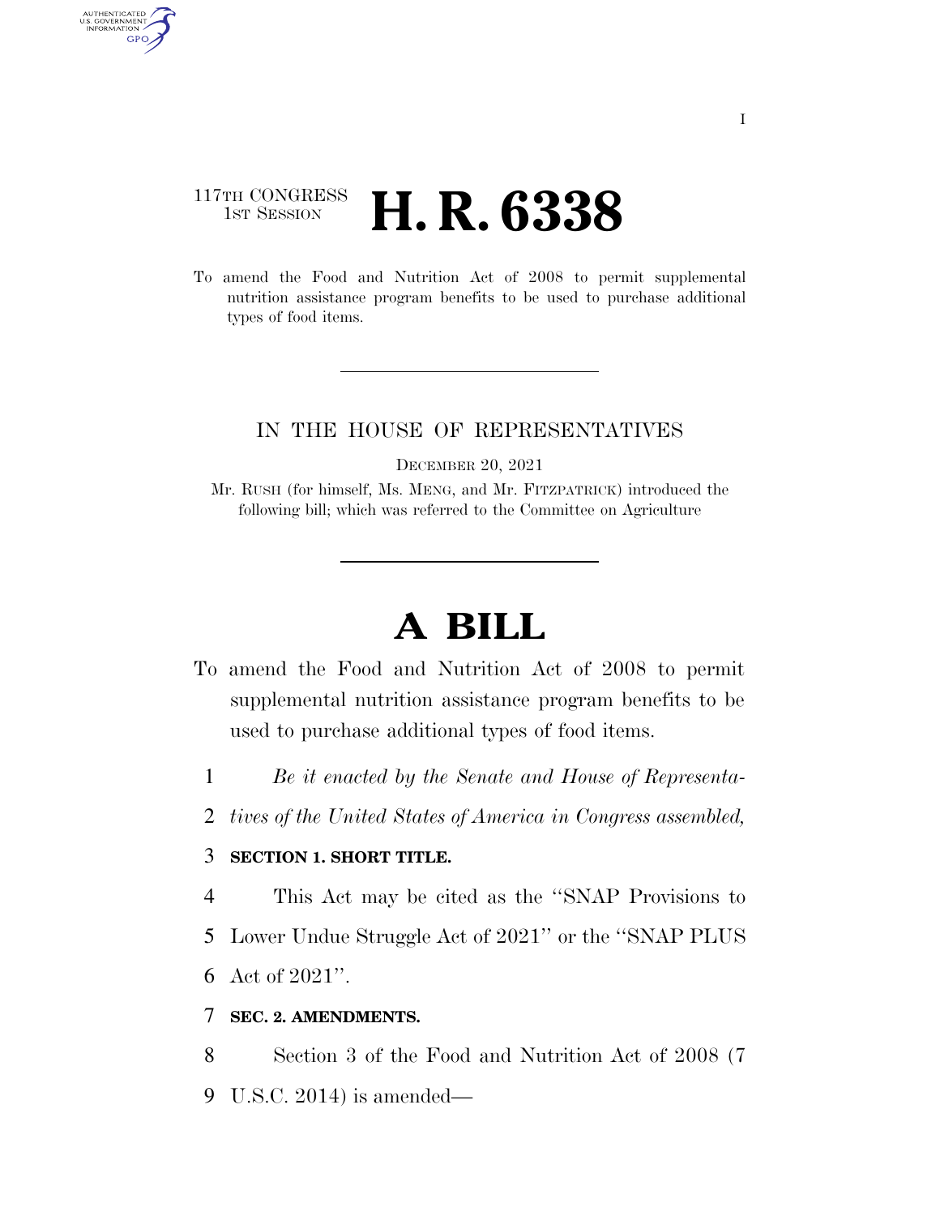117TH CONGRESS
1ST SESSION

# H. R. 6338

To amend the Food and Nutrition Act of 2008 to permit supplemental nutrition assistance program benefits to be used to purchase additional types of food items.

IN THE HOUSE OF REPRESENTATIVES

DECEMBER 20, 2021

Mr. RUSH (for himself, Ms. MENG, and Mr. FITZPATRICK) introduced the following bill; which was referred to the Committee on Agriculture

# A BILL

To amend the Food and Nutrition Act of 2008 to permit supplemental nutrition assistance program benefits to be used to purchase additional types of food items.

1 *Be it enacted by the Senate and House of Representa-*
2 *tives of the United States of America in Congress assembled,*

3 **SECTION 1. SHORT TITLE.**

4 This Act may be cited as the "SNAP Provisions to
5 Lower Undue Struggle Act of 2021" or the "SNAP PLUS
6 Act of 2021".

7 **SEC. 2. AMENDMENTS.**

8 Section 3 of the Food and Nutrition Act of 2008 (7
9 U.S.C. 2014) is amended—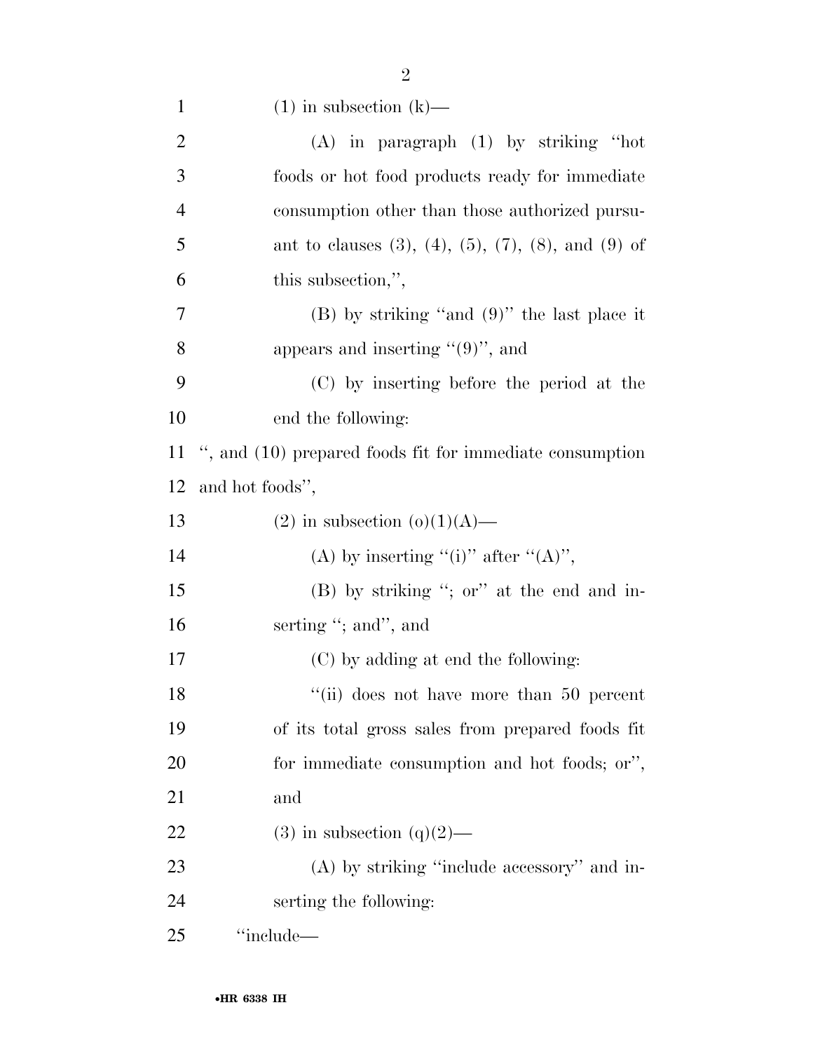(1) in subsection (k)—

(A) in paragraph (1) by striking "hot foods or hot food products ready for immediate consumption other than those authorized pursuant to clauses (3), (4), (5), (7), (8), and (9) of this subsection,",

(B) by striking "and (9)" the last place it appears and inserting "(9)", and

(C) by inserting before the period at the end the following:

", and (10) prepared foods fit for immediate consumption and hot foods",

(2) in subsection (o)(1)(A)—

(A) by inserting "(i)" after "(A)",

(B) by striking "; or" at the end and inserting "; and", and

(C) by adding at end the following:

"(ii) does not have more than 50 percent of its total gross sales from prepared foods fit for immediate consumption and hot foods; or", and

(3) in subsection (q)(2)—

(A) by striking "include accessory" and inserting the following:

"include—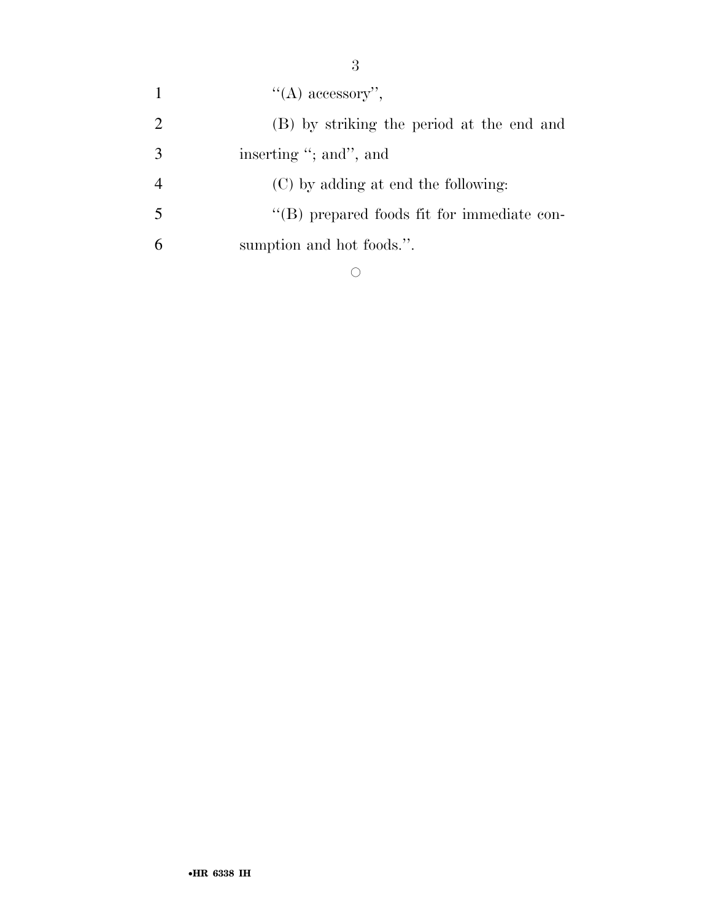"(A) accessory",

(B) by striking the period at the end and inserting "; and", and

(C) by adding at end the following:

"(B) prepared foods fit for immediate consumption and hot foods.".

○